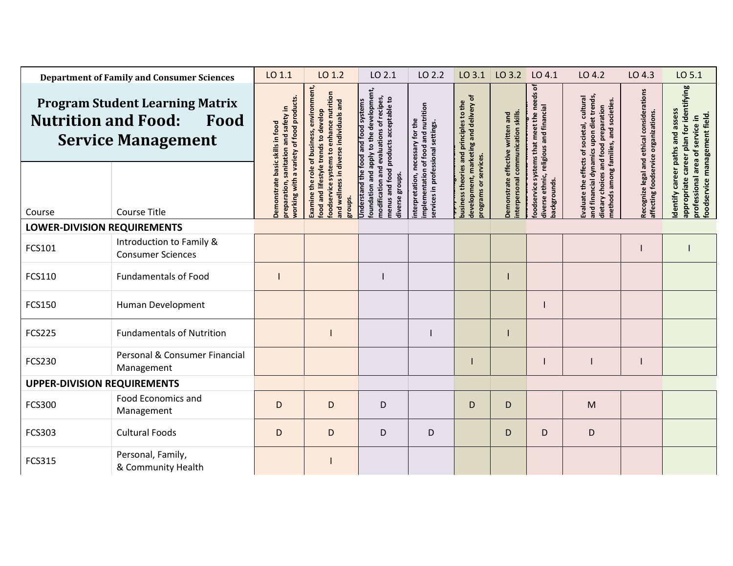**Department of Family and Consumer Sciences**

# Program Student Learning Matrix
# Nutrition and Food: Food Service Management

| Course | Course Title | LO 1.1 | LO 1.2 | LO 2.1 | LO 2.2 | LO 3.1 | LO 3.2 | LO 4.1 | LO 4.2 | LO 4.3 | LO 5.1 |
|---|---|---|---|---|---|---|---|---|---|---|---|
| | | Demonstrate basic skills in food preparation, sanitation and safety in working with a variety of food products. | Examine the role of business, environment, food and lifestyle trends to develop foodservice systems to enhance nutrition and wellness in diverse individuals and groups. | Understand the food and food systems foundation and apply to the development, modification and evaluations of recipes, menus and food products acceptable to diverse groups. | interpretation, necessary for the implementation of food and nutrition services in professional settings. | business theories and principles to the development, marketing and delivery of programs or services. | Demonstrate effective written and interpersonal communication skills. | foodservice systems that meet the needs of diverse ethnic, religious and financial backgrounds. | Evaluate the effects of societal, cultural and financial dynamics upon diet trends, dietary choices and food preparation methods among families, and societies. | Recognize legal and ethical considerations affecting foodservice organizations. | Identify career paths and assess appropriate career plan for identifying professional area of service in foodservice management field. |
| **LOWER-DIVISION REQUIREMENTS** | | | | | | | | | | | |
| FCS101 | Introduction to Family & Consumer Sciences | | | | | | | | | I | I |
| FCS110 | Fundamentals of Food | I | | I | | | I | | | | |
| FCS150 | Human Development | | | | | | | I | | | |
| FCS225 | Fundamentals of Nutrition | | I | | I | | I | | | | |
| FCS230 | Personal & Consumer Financial Management | | | | | I | | I | I | I | |
| **UPPER-DIVISION REQUIREMENTS** | | | | | | | | | | | |
| FCS300 | Food Economics and Management | D | D | D | | D | D | | M | | |
| FCS303 | Cultural Foods | D | D | D | D | | D | D | D | | |
| FCS315 | Personal, Family, & Community Health | | I | | | | | | | | |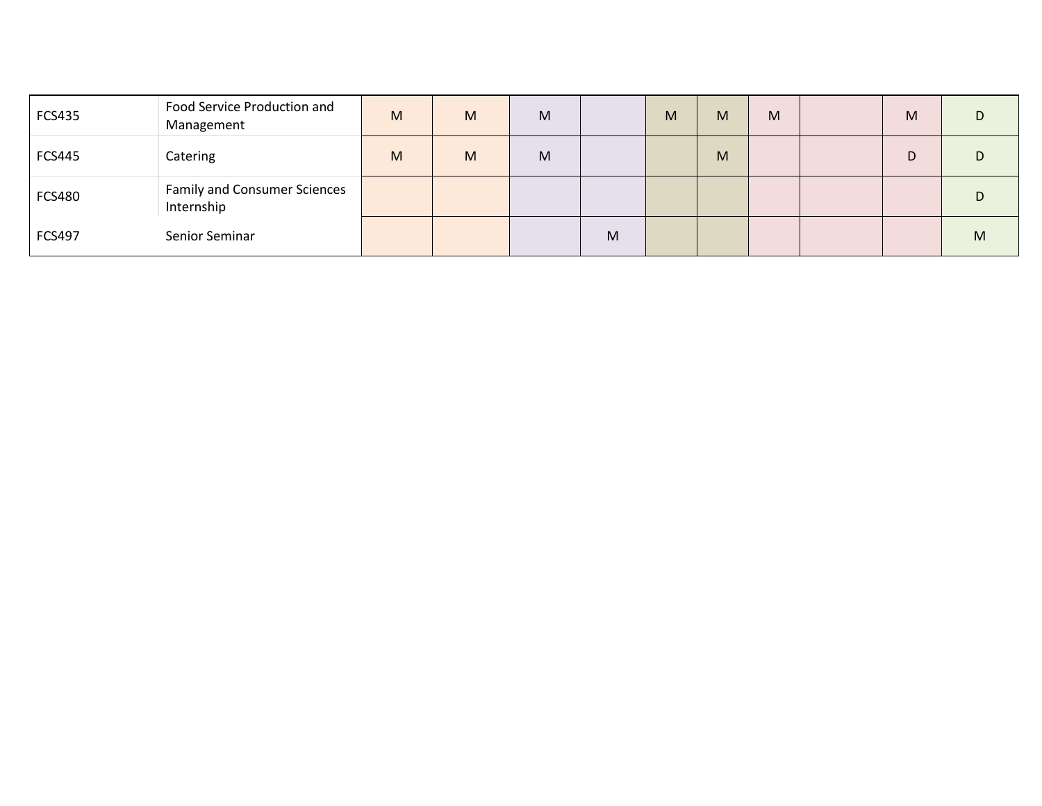| | | | | | | | | | | | |
|---|---|---|---|---|---|---|---|---|---|---|---|
| FCS435 | Food Service Production and Management | M | M | M | | M | M | M | | M | D |
| FCS445 | Catering | M | M | M | | | M | | | D | D |
| FCS480 | Family and Consumer Sciences Internship | | | | | | | | | | D |
| FCS497 | Senior Seminar | | | | M | | | | | | M |